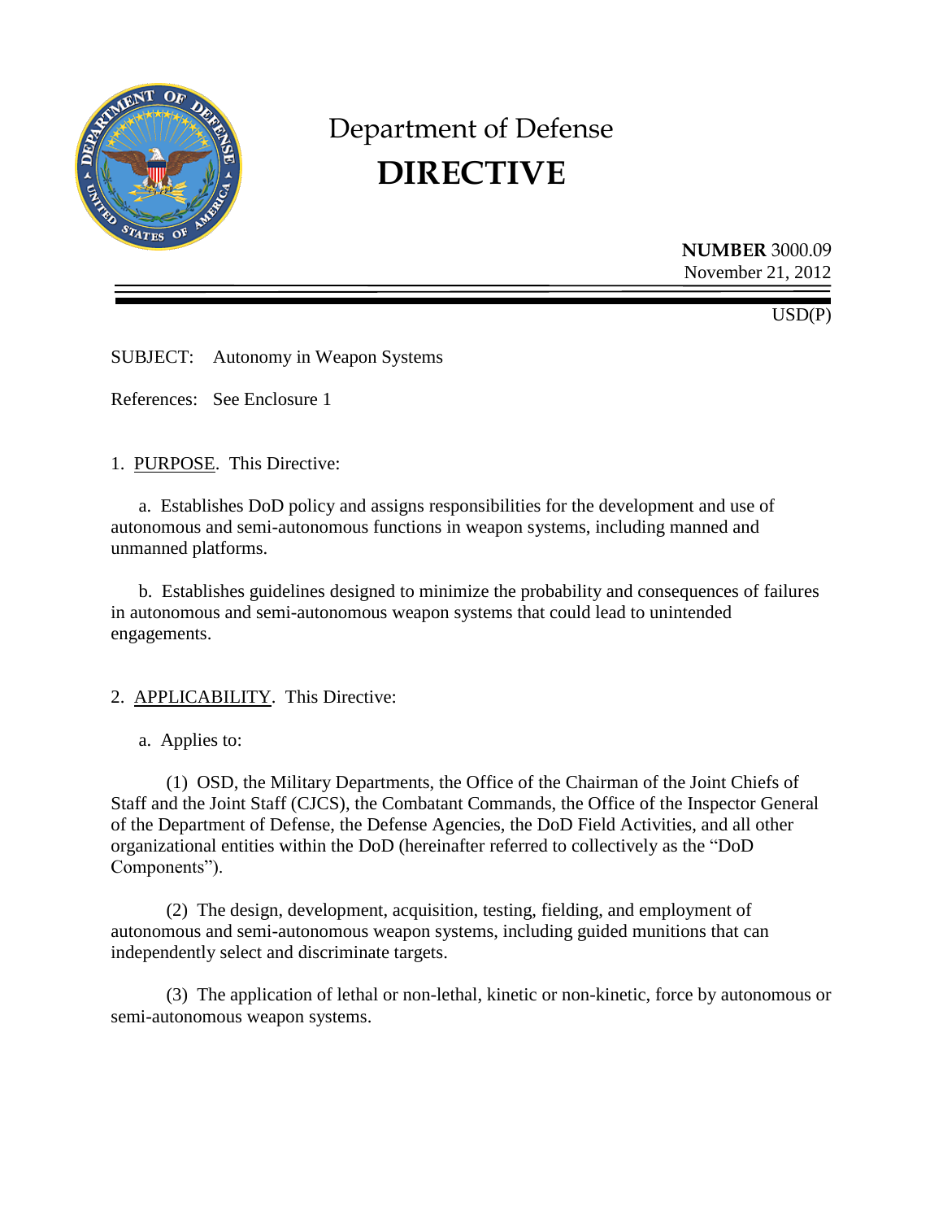# Department of Defense
# DIRECTIVE

**NUMBER** 3000.09
November 21, 2012

USD(P)

SUBJECT: Autonomy in Weapon Systems

References: See Enclosure 1

1. PURPOSE. This Directive:

a. Establishes DoD policy and assigns responsibilities for the development and use of autonomous and semi-autonomous functions in weapon systems, including manned and unmanned platforms.

b. Establishes guidelines designed to minimize the probability and consequences of failures in autonomous and semi-autonomous weapon systems that could lead to unintended engagements.

2. APPLICABILITY. This Directive:

a. Applies to:

(1) OSD, the Military Departments, the Office of the Chairman of the Joint Chiefs of Staff and the Joint Staff (CJCS), the Combatant Commands, the Office of the Inspector General of the Department of Defense, the Defense Agencies, the DoD Field Activities, and all other organizational entities within the DoD (hereinafter referred to collectively as the "DoD Components").

(2) The design, development, acquisition, testing, fielding, and employment of autonomous and semi-autonomous weapon systems, including guided munitions that can independently select and discriminate targets.

(3) The application of lethal or non-lethal, kinetic or non-kinetic, force by autonomous or semi-autonomous weapon systems.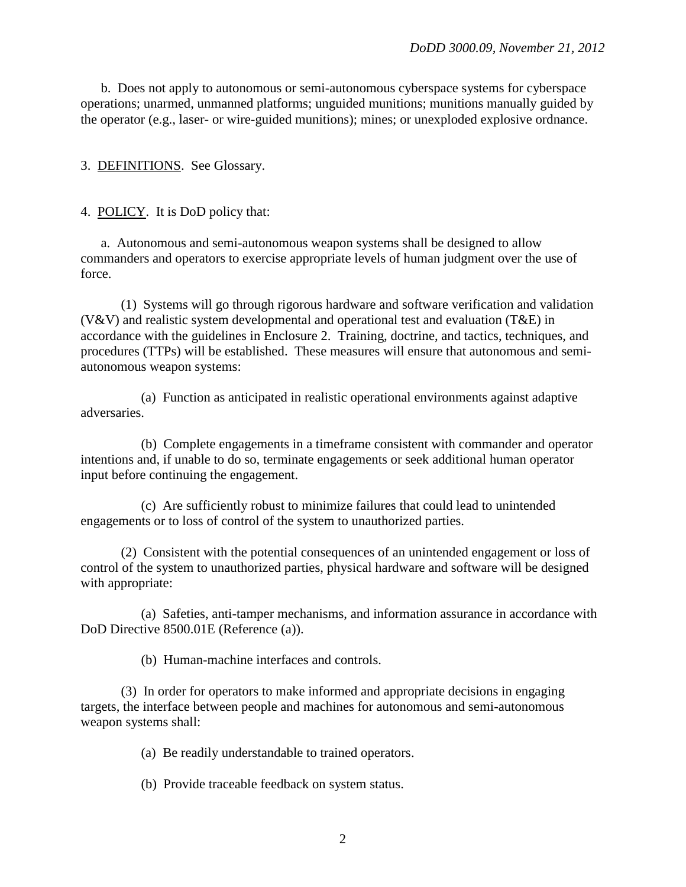b. Does not apply to autonomous or semi-autonomous cyberspace systems for cyberspace operations; unarmed, unmanned platforms; unguided munitions; munitions manually guided by the operator (e.g., laser- or wire-guided munitions); mines; or unexploded explosive ordnance.

3. DEFINITIONS. See Glossary.

4. POLICY. It is DoD policy that:

a. Autonomous and semi-autonomous weapon systems shall be designed to allow commanders and operators to exercise appropriate levels of human judgment over the use of force.

(1) Systems will go through rigorous hardware and software verification and validation (V&V) and realistic system developmental and operational test and evaluation (T&E) in accordance with the guidelines in Enclosure 2. Training, doctrine, and tactics, techniques, and procedures (TTPs) will be established. These measures will ensure that autonomous and semi-autonomous weapon systems:

(a) Function as anticipated in realistic operational environments against adaptive adversaries.

(b) Complete engagements in a timeframe consistent with commander and operator intentions and, if unable to do so, terminate engagements or seek additional human operator input before continuing the engagement.

(c) Are sufficiently robust to minimize failures that could lead to unintended engagements or to loss of control of the system to unauthorized parties.

(2) Consistent with the potential consequences of an unintended engagement or loss of control of the system to unauthorized parties, physical hardware and software will be designed with appropriate:

(a) Safeties, anti-tamper mechanisms, and information assurance in accordance with DoD Directive 8500.01E (Reference (a)).

(b) Human-machine interfaces and controls.

(3) In order for operators to make informed and appropriate decisions in engaging targets, the interface between people and machines for autonomous and semi-autonomous weapon systems shall:

(a) Be readily understandable to trained operators.

(b) Provide traceable feedback on system status.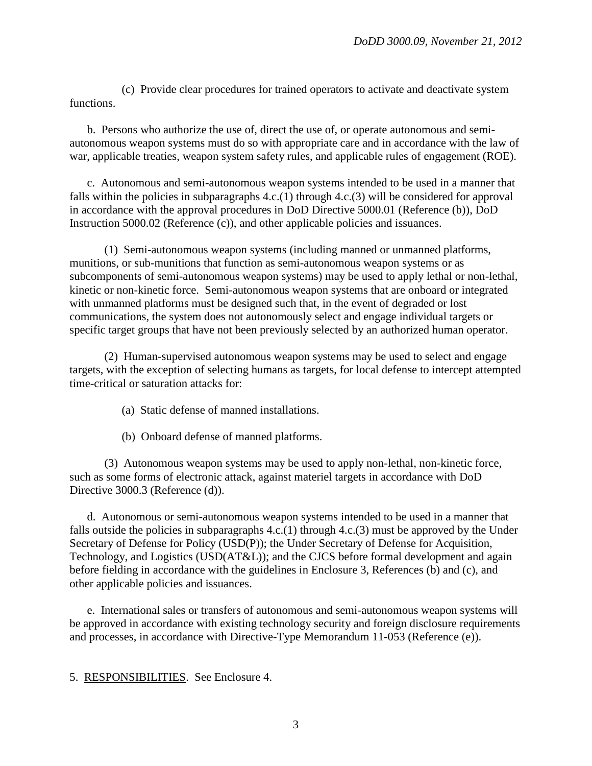(c) Provide clear procedures for trained operators to activate and deactivate system functions.

b. Persons who authorize the use of, direct the use of, or operate autonomous and semi-autonomous weapon systems must do so with appropriate care and in accordance with the law of war, applicable treaties, weapon system safety rules, and applicable rules of engagement (ROE).

c. Autonomous and semi-autonomous weapon systems intended to be used in a manner that falls within the policies in subparagraphs 4.c.(1) through 4.c.(3) will be considered for approval in accordance with the approval procedures in DoD Directive 5000.01 (Reference (b)), DoD Instruction 5000.02 (Reference (c)), and other applicable policies and issuances.

(1) Semi-autonomous weapon systems (including manned or unmanned platforms, munitions, or sub-munitions that function as semi-autonomous weapon systems or as subcomponents of semi-autonomous weapon systems) may be used to apply lethal or non-lethal, kinetic or non-kinetic force. Semi-autonomous weapon systems that are onboard or integrated with unmanned platforms must be designed such that, in the event of degraded or lost communications, the system does not autonomously select and engage individual targets or specific target groups that have not been previously selected by an authorized human operator.

(2) Human-supervised autonomous weapon systems may be used to select and engage targets, with the exception of selecting humans as targets, for local defense to intercept attempted time-critical or saturation attacks for:

(a) Static defense of manned installations.

(b) Onboard defense of manned platforms.

(3) Autonomous weapon systems may be used to apply non-lethal, non-kinetic force, such as some forms of electronic attack, against materiel targets in accordance with DoD Directive 3000.3 (Reference (d)).

d. Autonomous or semi-autonomous weapon systems intended to be used in a manner that falls outside the policies in subparagraphs 4.c.(1) through 4.c.(3) must be approved by the Under Secretary of Defense for Policy (USD(P)); the Under Secretary of Defense for Acquisition, Technology, and Logistics (USD(AT&L)); and the CJCS before formal development and again before fielding in accordance with the guidelines in Enclosure 3, References (b) and (c), and other applicable policies and issuances.

e. International sales or transfers of autonomous and semi-autonomous weapon systems will be approved in accordance with existing technology security and foreign disclosure requirements and processes, in accordance with Directive-Type Memorandum 11-053 (Reference (e)).

5. <u>RESPONSIBILITIES</u>. See Enclosure 4.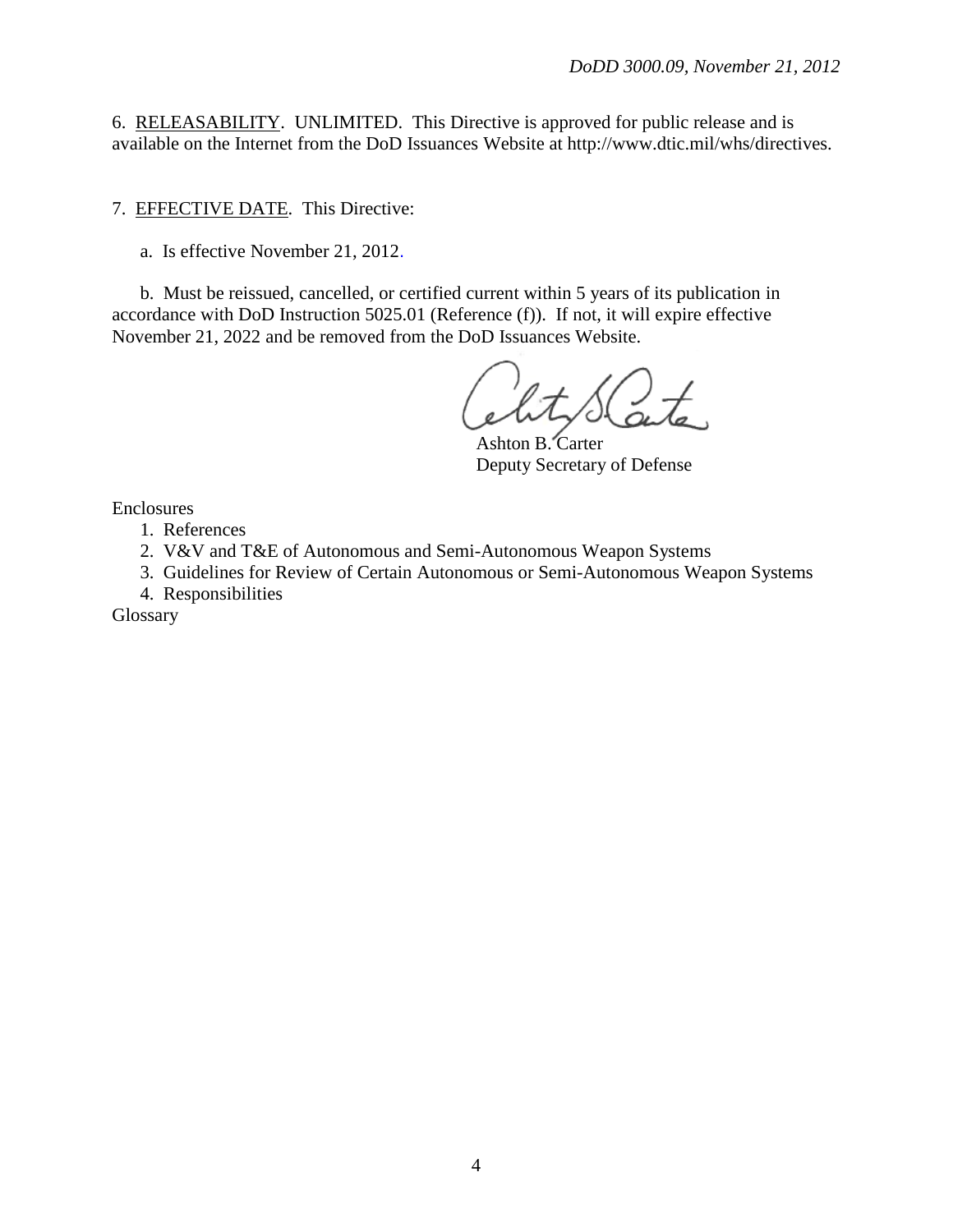6. RELEASABILITY. UNLIMITED. This Directive is approved for public release and is available on the Internet from the DoD Issuances Website at http://www.dtic.mil/whs/directives.

7. EFFECTIVE DATE. This Directive:

a. Is effective November 21, 2012.

b. Must be reissued, cancelled, or certified current within 5 years of its publication in accordance with DoD Instruction 5025.01 (Reference (f)). If not, it will expire effective November 21, 2022 and be removed from the DoD Issuances Website.

Ashton B. Carter
Deputy Secretary of Defense

Enclosures

1. References
2. V&V and T&E of Autonomous and Semi-Autonomous Weapon Systems
3. Guidelines for Review of Certain Autonomous or Semi-Autonomous Weapon Systems
4. Responsibilities

Glossary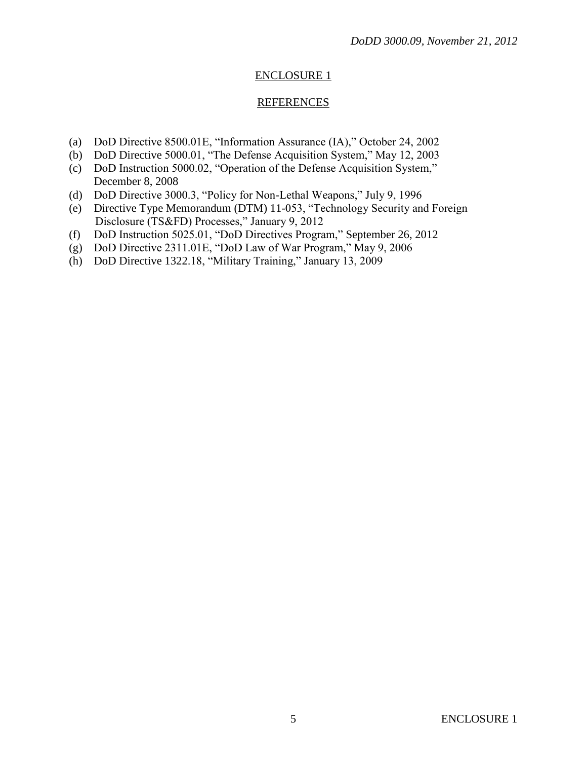## ENCLOSURE 1

## REFERENCES

(a) DoD Directive 8500.01E, "Information Assurance (IA)," October 24, 2002
(b) DoD Directive 5000.01, "The Defense Acquisition System," May 12, 2003
(c) DoD Instruction 5000.02, "Operation of the Defense Acquisition System," December 8, 2008
(d) DoD Directive 3000.3, "Policy for Non-Lethal Weapons," July 9, 1996
(e) Directive Type Memorandum (DTM) 11-053, "Technology Security and Foreign Disclosure (TS&FD) Processes," January 9, 2012
(f) DoD Instruction 5025.01, "DoD Directives Program," September 26, 2012
(g) DoD Directive 2311.01E, "DoD Law of War Program," May 9, 2006
(h) DoD Directive 1322.18, "Military Training," January 13, 2009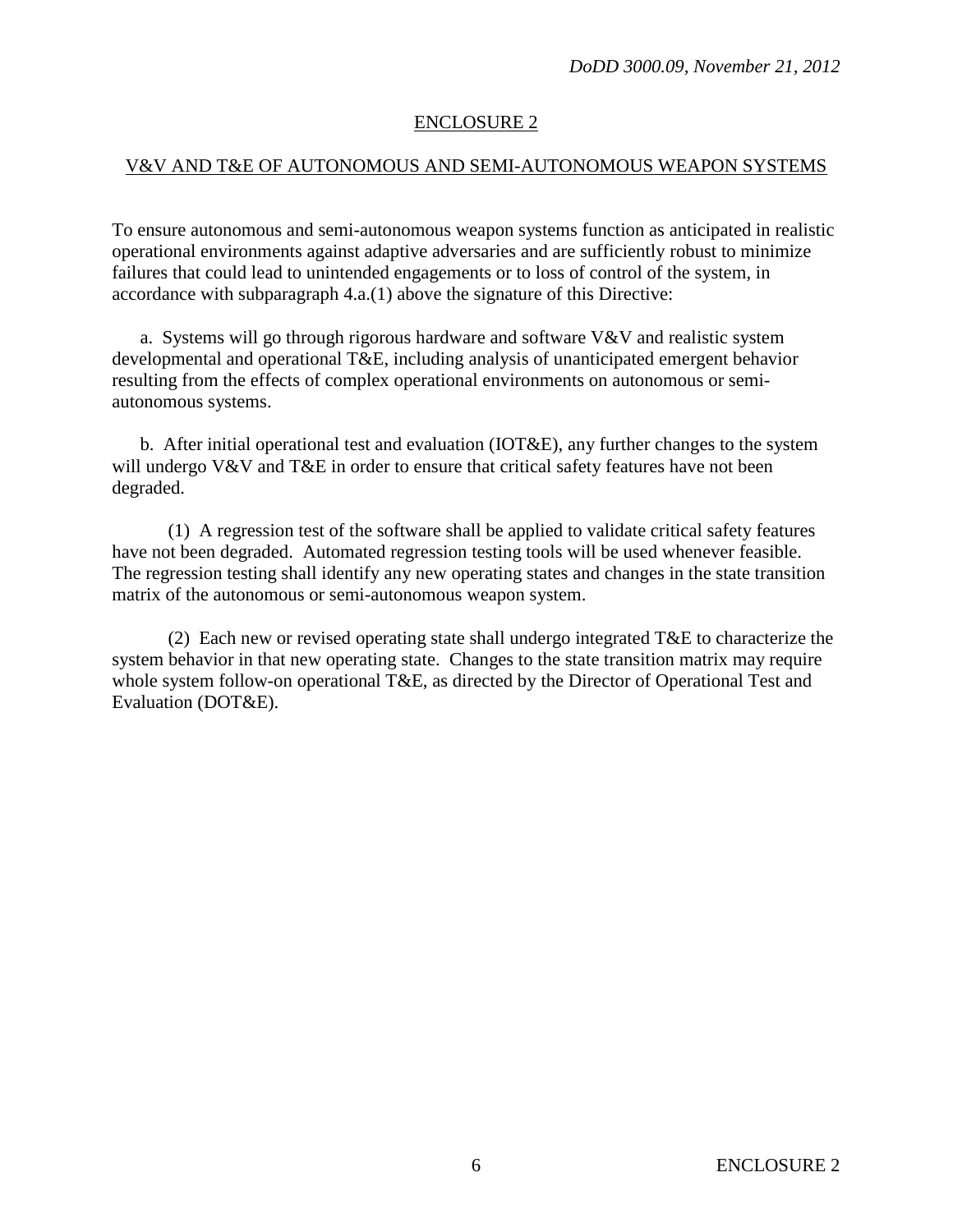## ENCLOSURE 2

## V&V AND T&E OF AUTONOMOUS AND SEMI-AUTONOMOUS WEAPON SYSTEMS

To ensure autonomous and semi-autonomous weapon systems function as anticipated in realistic operational environments against adaptive adversaries and are sufficiently robust to minimize failures that could lead to unintended engagements or to loss of control of the system, in accordance with subparagraph 4.a.(1) above the signature of this Directive:

a. Systems will go through rigorous hardware and software V&V and realistic system developmental and operational T&E, including analysis of unanticipated emergent behavior resulting from the effects of complex operational environments on autonomous or semi-autonomous systems.

b. After initial operational test and evaluation (IOT&E), any further changes to the system will undergo V&V and T&E in order to ensure that critical safety features have not been degraded.

(1) A regression test of the software shall be applied to validate critical safety features have not been degraded. Automated regression testing tools will be used whenever feasible. The regression testing shall identify any new operating states and changes in the state transition matrix of the autonomous or semi-autonomous weapon system.

(2) Each new or revised operating state shall undergo integrated T&E to characterize the system behavior in that new operating state. Changes to the state transition matrix may require whole system follow-on operational T&E, as directed by the Director of Operational Test and Evaluation (DOT&E).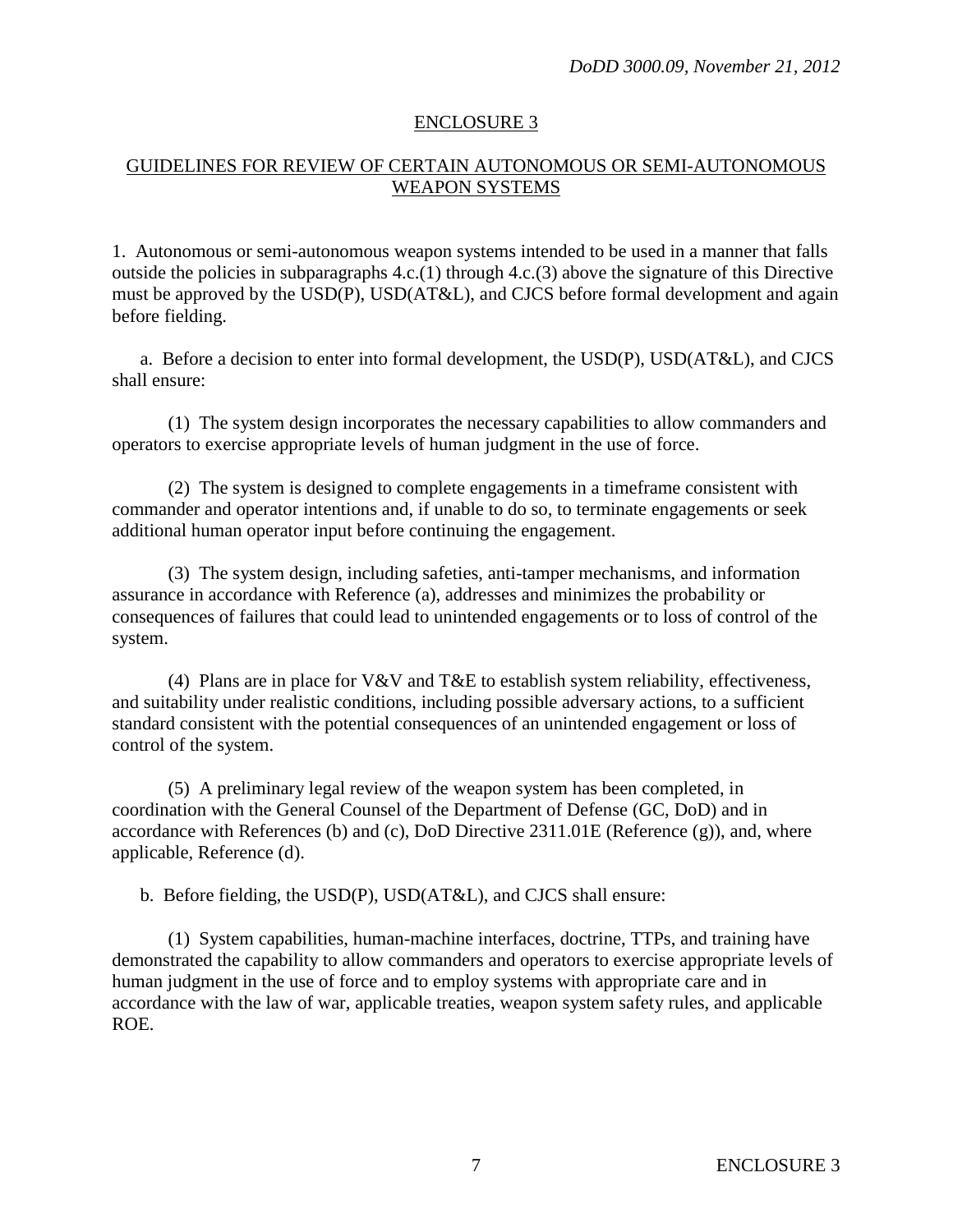## ENCLOSURE 3

## GUIDELINES FOR REVIEW OF CERTAIN AUTONOMOUS OR SEMI-AUTONOMOUS WEAPON SYSTEMS

1. Autonomous or semi-autonomous weapon systems intended to be used in a manner that falls outside the policies in subparagraphs 4.c.(1) through 4.c.(3) above the signature of this Directive must be approved by the USD(P), USD(AT&L), and CJCS before formal development and again before fielding.

a. Before a decision to enter into formal development, the USD(P), USD(AT&L), and CJCS shall ensure:

(1) The system design incorporates the necessary capabilities to allow commanders and operators to exercise appropriate levels of human judgment in the use of force.

(2) The system is designed to complete engagements in a timeframe consistent with commander and operator intentions and, if unable to do so, to terminate engagements or seek additional human operator input before continuing the engagement.

(3) The system design, including safeties, anti-tamper mechanisms, and information assurance in accordance with Reference (a), addresses and minimizes the probability or consequences of failures that could lead to unintended engagements or to loss of control of the system.

(4) Plans are in place for V&V and T&E to establish system reliability, effectiveness, and suitability under realistic conditions, including possible adversary actions, to a sufficient standard consistent with the potential consequences of an unintended engagement or loss of control of the system.

(5) A preliminary legal review of the weapon system has been completed, in coordination with the General Counsel of the Department of Defense (GC, DoD) and in accordance with References (b) and (c), DoD Directive 2311.01E (Reference (g)), and, where applicable, Reference (d).

b. Before fielding, the USD(P), USD(AT&L), and CJCS shall ensure:

(1) System capabilities, human-machine interfaces, doctrine, TTPs, and training have demonstrated the capability to allow commanders and operators to exercise appropriate levels of human judgment in the use of force and to employ systems with appropriate care and in accordance with the law of war, applicable treaties, weapon system safety rules, and applicable ROE.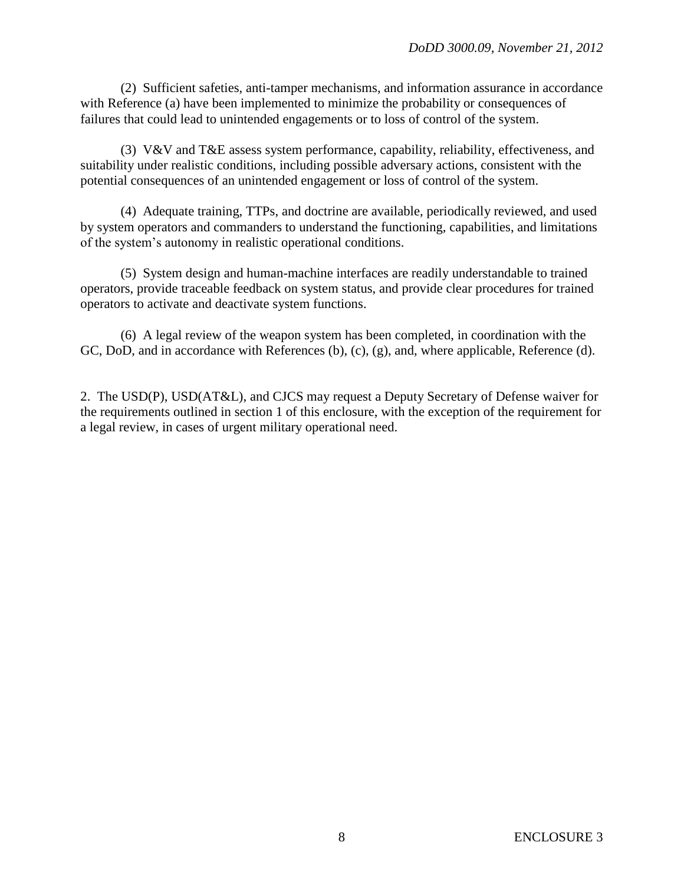(2) Sufficient safeties, anti-tamper mechanisms, and information assurance in accordance with Reference (a) have been implemented to minimize the probability or consequences of failures that could lead to unintended engagements or to loss of control of the system.

(3) V&V and T&E assess system performance, capability, reliability, effectiveness, and suitability under realistic conditions, including possible adversary actions, consistent with the potential consequences of an unintended engagement or loss of control of the system.

(4) Adequate training, TTPs, and doctrine are available, periodically reviewed, and used by system operators and commanders to understand the functioning, capabilities, and limitations of the system's autonomy in realistic operational conditions.

(5) System design and human-machine interfaces are readily understandable to trained operators, provide traceable feedback on system status, and provide clear procedures for trained operators to activate and deactivate system functions.

(6) A legal review of the weapon system has been completed, in coordination with the GC, DoD, and in accordance with References (b), (c), (g), and, where applicable, Reference (d).

2. The USD(P), USD(AT&L), and CJCS may request a Deputy Secretary of Defense waiver for the requirements outlined in section 1 of this enclosure, with the exception of the requirement for a legal review, in cases of urgent military operational need.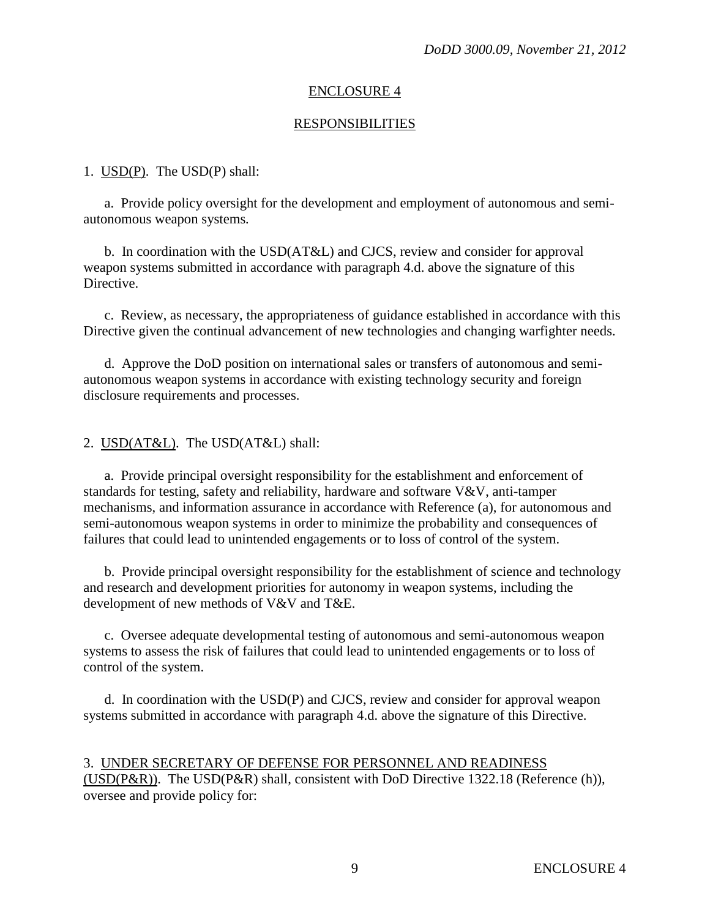## ENCLOSURE 4

## RESPONSIBILITIES

1. USD(P). The USD(P) shall:

a. Provide policy oversight for the development and employment of autonomous and semi-autonomous weapon systems.

b. In coordination with the USD(AT&L) and CJCS, review and consider for approval weapon systems submitted in accordance with paragraph 4.d. above the signature of this Directive.

c. Review, as necessary, the appropriateness of guidance established in accordance with this Directive given the continual advancement of new technologies and changing warfighter needs.

d. Approve the DoD position on international sales or transfers of autonomous and semi-autonomous weapon systems in accordance with existing technology security and foreign disclosure requirements and processes.

2. USD(AT&L). The USD(AT&L) shall:

a. Provide principal oversight responsibility for the establishment and enforcement of standards for testing, safety and reliability, hardware and software V&V, anti-tamper mechanisms, and information assurance in accordance with Reference (a), for autonomous and semi-autonomous weapon systems in order to minimize the probability and consequences of failures that could lead to unintended engagements or to loss of control of the system.

b. Provide principal oversight responsibility for the establishment of science and technology and research and development priorities for autonomy in weapon systems, including the development of new methods of V&V and T&E.

c. Oversee adequate developmental testing of autonomous and semi-autonomous weapon systems to assess the risk of failures that could lead to unintended engagements or to loss of control of the system.

d. In coordination with the USD(P) and CJCS, review and consider for approval weapon systems submitted in accordance with paragraph 4.d. above the signature of this Directive.

3. UNDER SECRETARY OF DEFENSE FOR PERSONNEL AND READINESS (USD(P&R)). The USD(P&R) shall, consistent with DoD Directive 1322.18 (Reference (h)), oversee and provide policy for: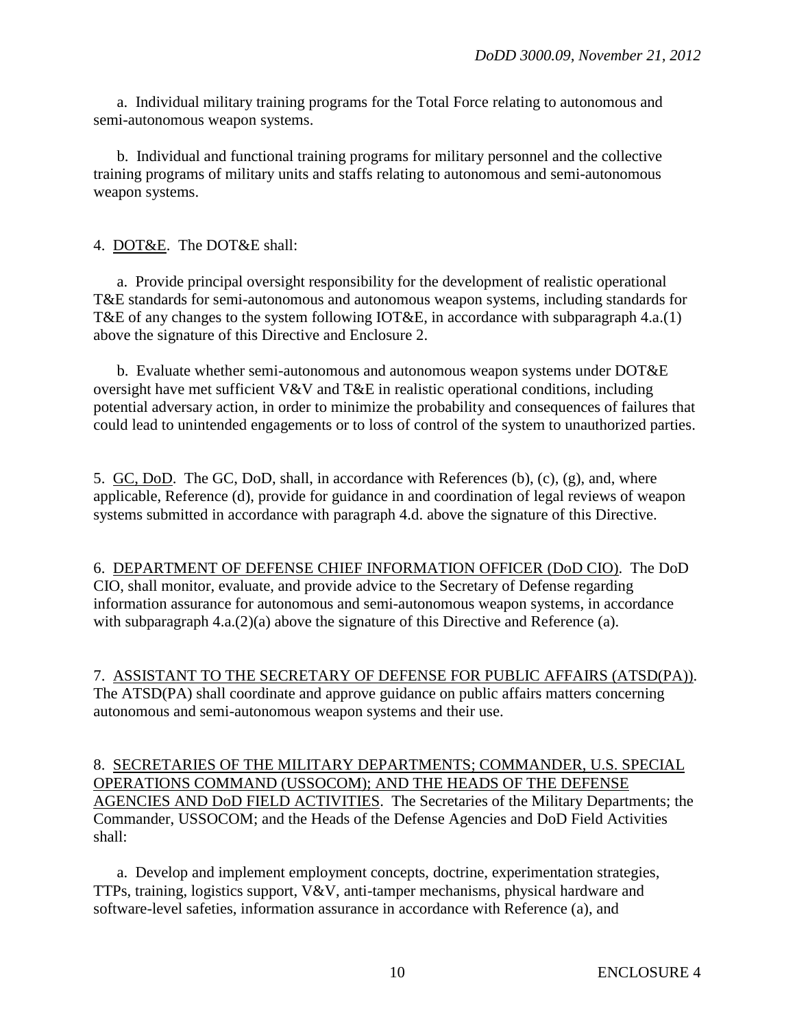a. Individual military training programs for the Total Force relating to autonomous and semi-autonomous weapon systems.

b. Individual and functional training programs for military personnel and the collective training programs of military units and staffs relating to autonomous and semi-autonomous weapon systems.

4. DOT&E. The DOT&E shall:

a. Provide principal oversight responsibility for the development of realistic operational T&E standards for semi-autonomous and autonomous weapon systems, including standards for T&E of any changes to the system following IOT&E, in accordance with subparagraph 4.a.(1) above the signature of this Directive and Enclosure 2.

b. Evaluate whether semi-autonomous and autonomous weapon systems under DOT&E oversight have met sufficient V&V and T&E in realistic operational conditions, including potential adversary action, in order to minimize the probability and consequences of failures that could lead to unintended engagements or to loss of control of the system to unauthorized parties.

5. GC, DoD. The GC, DoD, shall, in accordance with References (b), (c), (g), and, where applicable, Reference (d), provide for guidance in and coordination of legal reviews of weapon systems submitted in accordance with paragraph 4.d. above the signature of this Directive.

6. DEPARTMENT OF DEFENSE CHIEF INFORMATION OFFICER (DoD CIO). The DoD CIO, shall monitor, evaluate, and provide advice to the Secretary of Defense regarding information assurance for autonomous and semi-autonomous weapon systems, in accordance with subparagraph 4.a.(2)(a) above the signature of this Directive and Reference (a).

7. ASSISTANT TO THE SECRETARY OF DEFENSE FOR PUBLIC AFFAIRS (ATSD(PA)). The ATSD(PA) shall coordinate and approve guidance on public affairs matters concerning autonomous and semi-autonomous weapon systems and their use.

8. SECRETARIES OF THE MILITARY DEPARTMENTS; COMMANDER, U.S. SPECIAL OPERATIONS COMMAND (USSOCOM); AND THE HEADS OF THE DEFENSE AGENCIES AND DoD FIELD ACTIVITIES. The Secretaries of the Military Departments; the Commander, USSOCOM; and the Heads of the Defense Agencies and DoD Field Activities shall:

a. Develop and implement employment concepts, doctrine, experimentation strategies, TTPs, training, logistics support, V&V, anti-tamper mechanisms, physical hardware and software-level safeties, information assurance in accordance with Reference (a), and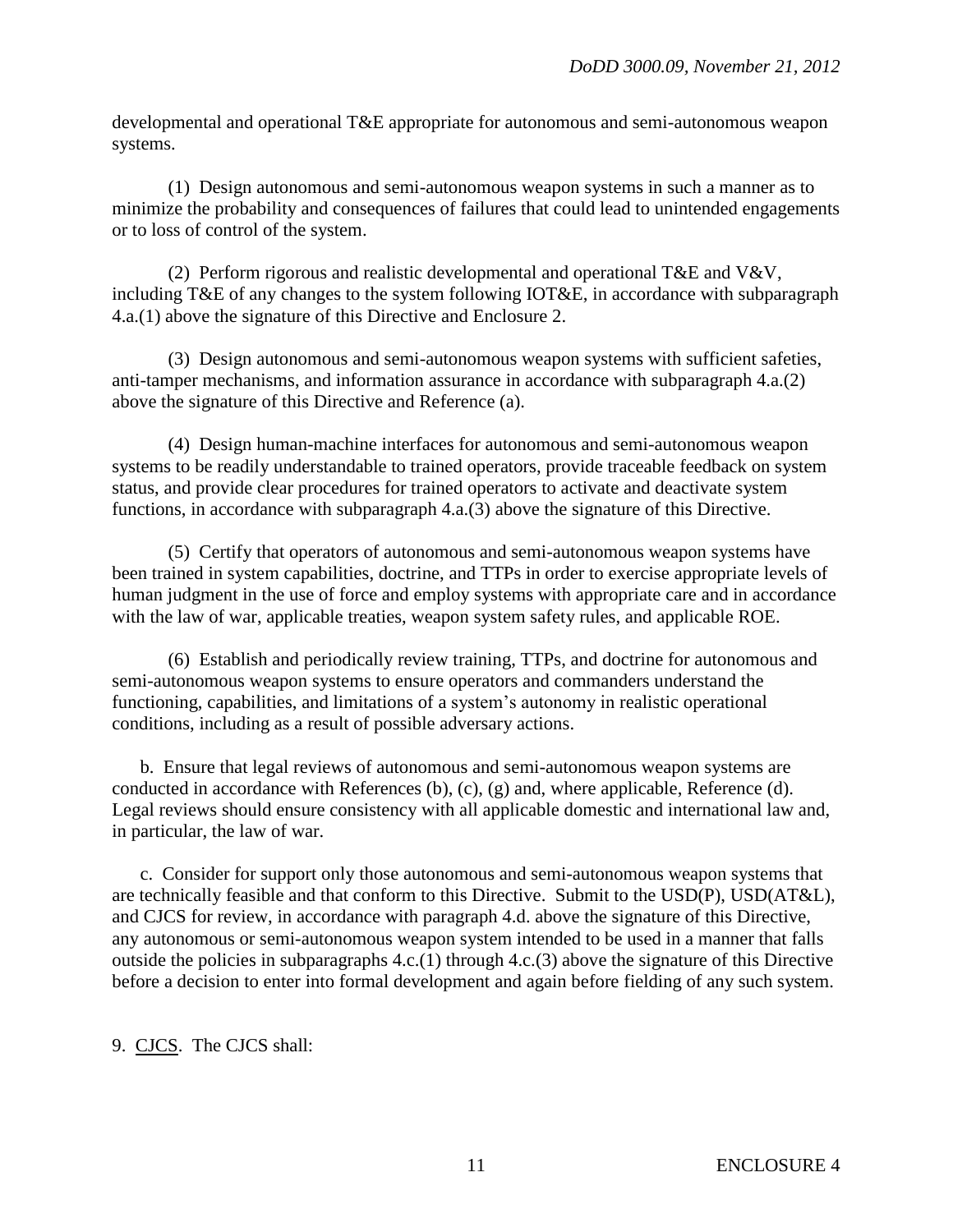developmental and operational T&E appropriate for autonomous and semi-autonomous weapon systems.

(1) Design autonomous and semi-autonomous weapon systems in such a manner as to minimize the probability and consequences of failures that could lead to unintended engagements or to loss of control of the system.

(2) Perform rigorous and realistic developmental and operational T&E and V&V, including T&E of any changes to the system following IOT&E, in accordance with subparagraph 4.a.(1) above the signature of this Directive and Enclosure 2.

(3) Design autonomous and semi-autonomous weapon systems with sufficient safeties, anti-tamper mechanisms, and information assurance in accordance with subparagraph 4.a.(2) above the signature of this Directive and Reference (a).

(4) Design human-machine interfaces for autonomous and semi-autonomous weapon systems to be readily understandable to trained operators, provide traceable feedback on system status, and provide clear procedures for trained operators to activate and deactivate system functions, in accordance with subparagraph 4.a.(3) above the signature of this Directive.

(5) Certify that operators of autonomous and semi-autonomous weapon systems have been trained in system capabilities, doctrine, and TTPs in order to exercise appropriate levels of human judgment in the use of force and employ systems with appropriate care and in accordance with the law of war, applicable treaties, weapon system safety rules, and applicable ROE.

(6) Establish and periodically review training, TTPs, and doctrine for autonomous and semi-autonomous weapon systems to ensure operators and commanders understand the functioning, capabilities, and limitations of a system's autonomy in realistic operational conditions, including as a result of possible adversary actions.

b. Ensure that legal reviews of autonomous and semi-autonomous weapon systems are conducted in accordance with References (b), (c), (g) and, where applicable, Reference (d). Legal reviews should ensure consistency with all applicable domestic and international law and, in particular, the law of war.

c. Consider for support only those autonomous and semi-autonomous weapon systems that are technically feasible and that conform to this Directive. Submit to the USD(P), USD(AT&L), and CJCS for review, in accordance with paragraph 4.d. above the signature of this Directive, any autonomous or semi-autonomous weapon system intended to be used in a manner that falls outside the policies in subparagraphs 4.c.(1) through 4.c.(3) above the signature of this Directive before a decision to enter into formal development and again before fielding of any such system.

9. CJCS. The CJCS shall: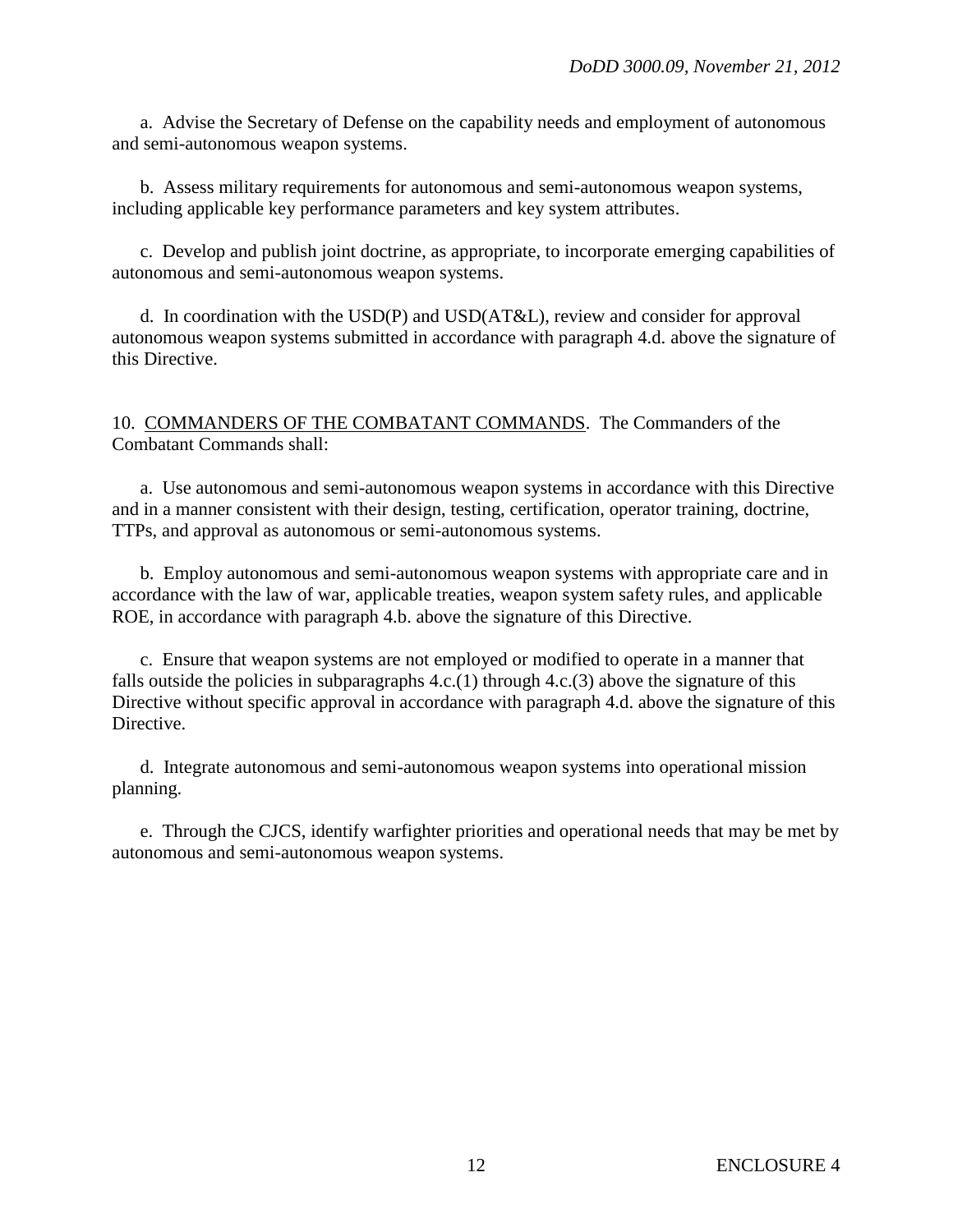a. Advise the Secretary of Defense on the capability needs and employment of autonomous and semi-autonomous weapon systems.

b. Assess military requirements for autonomous and semi-autonomous weapon systems, including applicable key performance parameters and key system attributes.

c. Develop and publish joint doctrine, as appropriate, to incorporate emerging capabilities of autonomous and semi-autonomous weapon systems.

d. In coordination with the USD(P) and USD(AT&L), review and consider for approval autonomous weapon systems submitted in accordance with paragraph 4.d. above the signature of this Directive.

10. <u>COMMANDERS OF THE COMBATANT COMMANDS</u>. The Commanders of the Combatant Commands shall:

a. Use autonomous and semi-autonomous weapon systems in accordance with this Directive and in a manner consistent with their design, testing, certification, operator training, doctrine, TTPs, and approval as autonomous or semi-autonomous systems.

b. Employ autonomous and semi-autonomous weapon systems with appropriate care and in accordance with the law of war, applicable treaties, weapon system safety rules, and applicable ROE, in accordance with paragraph 4.b. above the signature of this Directive.

c. Ensure that weapon systems are not employed or modified to operate in a manner that falls outside the policies in subparagraphs 4.c.(1) through 4.c.(3) above the signature of this Directive without specific approval in accordance with paragraph 4.d. above the signature of this Directive.

d. Integrate autonomous and semi-autonomous weapon systems into operational mission planning.

e. Through the CJCS, identify warfighter priorities and operational needs that may be met by autonomous and semi-autonomous weapon systems.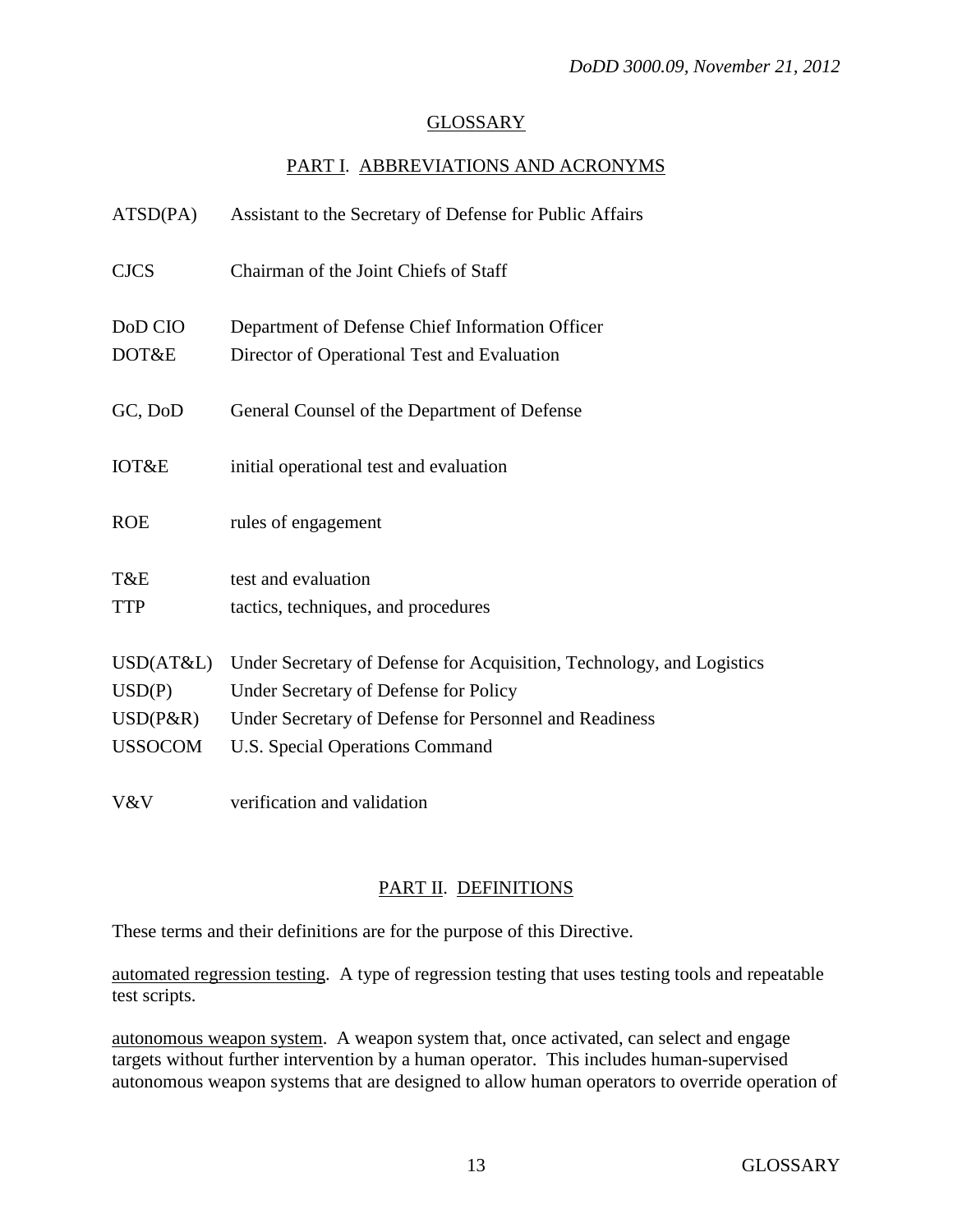## GLOSSARY

### PART I. ABBREVIATIONS AND ACRONYMS

| | |
|---|---|
| ATSD(PA) | Assistant to the Secretary of Defense for Public Affairs |
| CJCS | Chairman of the Joint Chiefs of Staff |
| DoD CIO | Department of Defense Chief Information Officer |
| DOT&E | Director of Operational Test and Evaluation |
| GC, DoD | General Counsel of the Department of Defense |
| IOT&E | initial operational test and evaluation |
| ROE | rules of engagement |
| T&E | test and evaluation |
| TTP | tactics, techniques, and procedures |
| USD(AT&L) | Under Secretary of Defense for Acquisition, Technology, and Logistics |
| USD(P) | Under Secretary of Defense for Policy |
| USD(P&R) | Under Secretary of Defense for Personnel and Readiness |
| USSOCOM | U.S. Special Operations Command |
| V&V | verification and validation |

### PART II. DEFINITIONS

These terms and their definitions are for the purpose of this Directive.

automated regression testing. A type of regression testing that uses testing tools and repeatable test scripts.

autonomous weapon system. A weapon system that, once activated, can select and engage targets without further intervention by a human operator. This includes human-supervised autonomous weapon systems that are designed to allow human operators to override operation of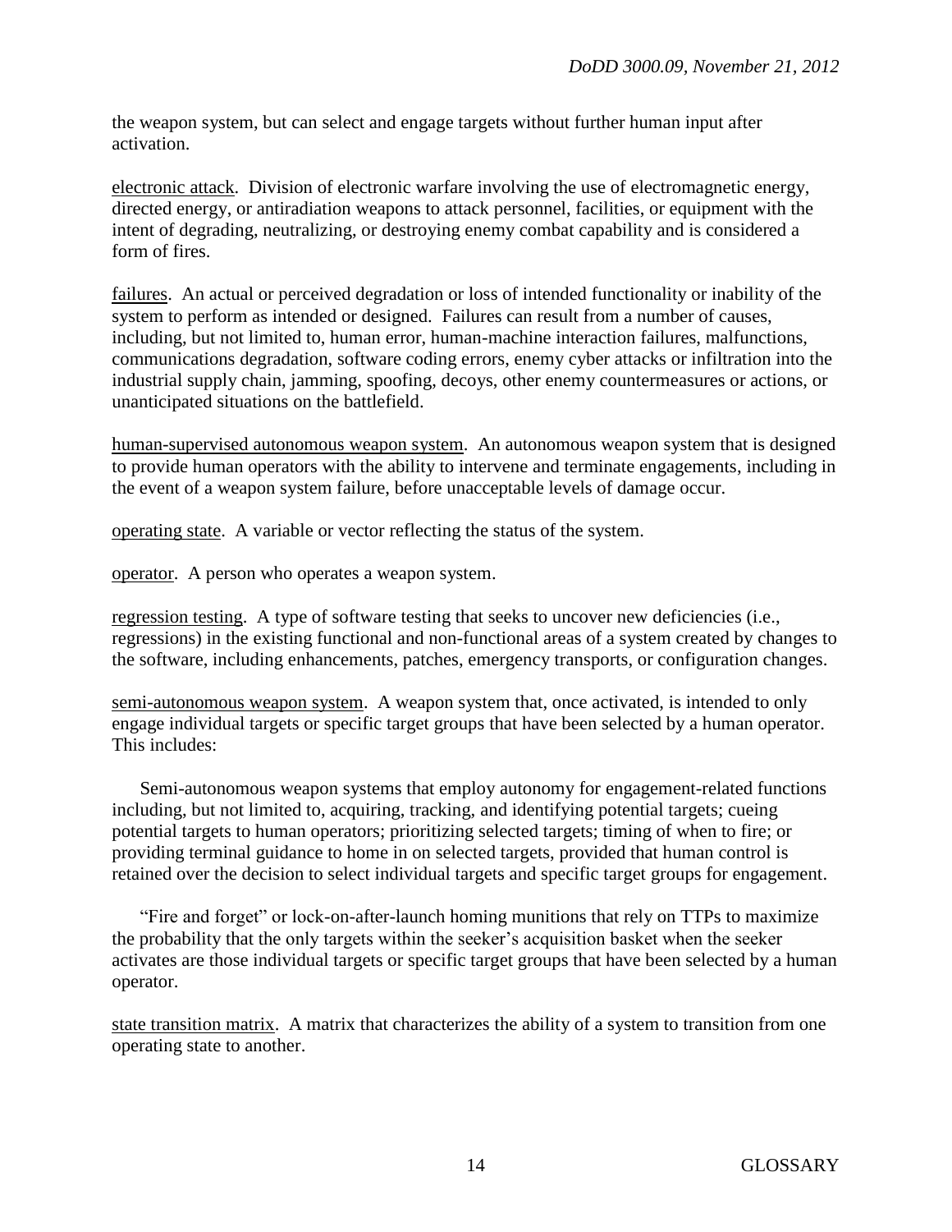the weapon system, but can select and engage targets without further human input after activation.

electronic attack. Division of electronic warfare involving the use of electromagnetic energy, directed energy, or antiradiation weapons to attack personnel, facilities, or equipment with the intent of degrading, neutralizing, or destroying enemy combat capability and is considered a form of fires.

failures. An actual or perceived degradation or loss of intended functionality or inability of the system to perform as intended or designed. Failures can result from a number of causes, including, but not limited to, human error, human-machine interaction failures, malfunctions, communications degradation, software coding errors, enemy cyber attacks or infiltration into the industrial supply chain, jamming, spoofing, decoys, other enemy countermeasures or actions, or unanticipated situations on the battlefield.

human-supervised autonomous weapon system. An autonomous weapon system that is designed to provide human operators with the ability to intervene and terminate engagements, including in the event of a weapon system failure, before unacceptable levels of damage occur.

operating state. A variable or vector reflecting the status of the system.

operator. A person who operates a weapon system.

regression testing. A type of software testing that seeks to uncover new deficiencies (i.e., regressions) in the existing functional and non-functional areas of a system created by changes to the software, including enhancements, patches, emergency transports, or configuration changes.

semi-autonomous weapon system. A weapon system that, once activated, is intended to only engage individual targets or specific target groups that have been selected by a human operator. This includes:

Semi-autonomous weapon systems that employ autonomy for engagement-related functions including, but not limited to, acquiring, tracking, and identifying potential targets; cueing potential targets to human operators; prioritizing selected targets; timing of when to fire; or providing terminal guidance to home in on selected targets, provided that human control is retained over the decision to select individual targets and specific target groups for engagement.

"Fire and forget" or lock-on-after-launch homing munitions that rely on TTPs to maximize the probability that the only targets within the seeker's acquisition basket when the seeker activates are those individual targets or specific target groups that have been selected by a human operator.

state transition matrix. A matrix that characterizes the ability of a system to transition from one operating state to another.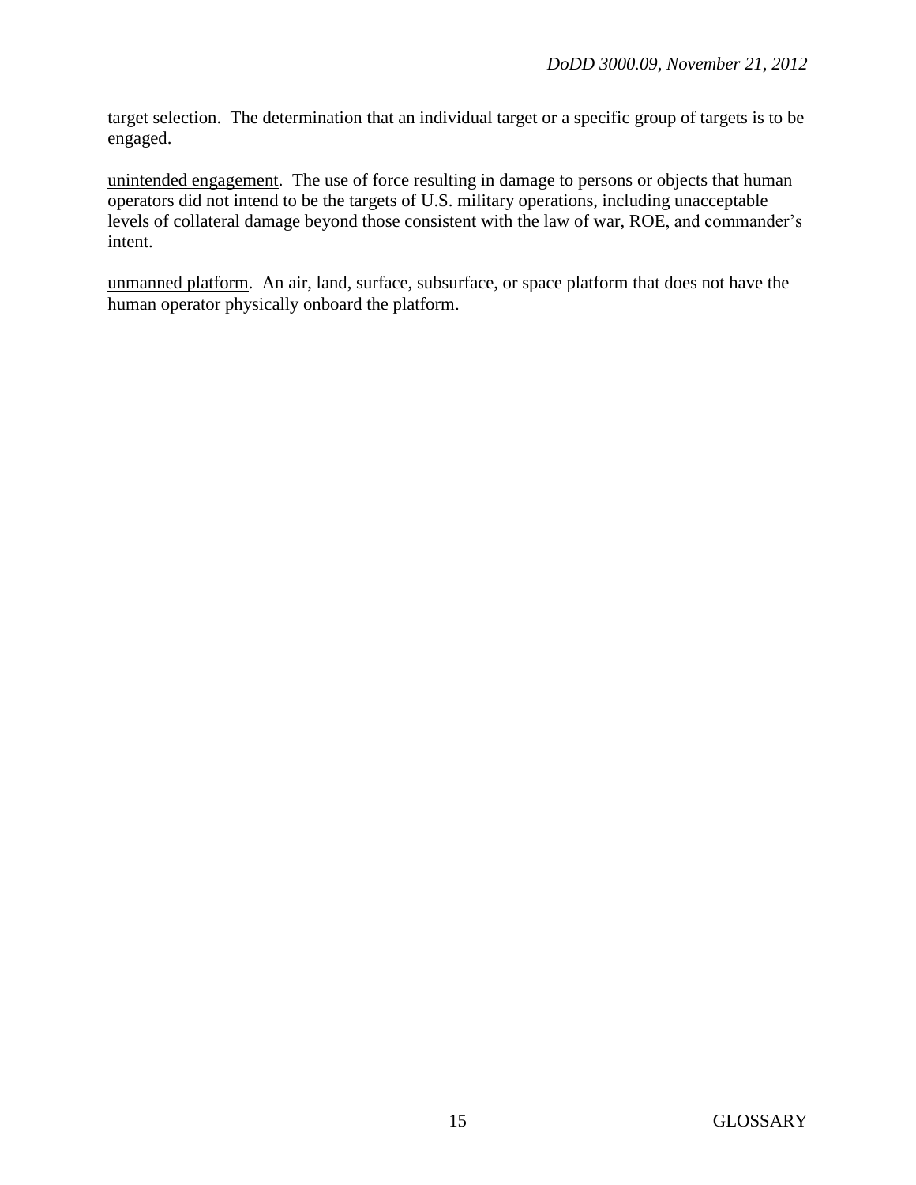target selection. The determination that an individual target or a specific group of targets is to be engaged.

unintended engagement. The use of force resulting in damage to persons or objects that human operators did not intend to be the targets of U.S. military operations, including unacceptable levels of collateral damage beyond those consistent with the law of war, ROE, and commander's intent.

unmanned platform. An air, land, surface, subsurface, or space platform that does not have the human operator physically onboard the platform.